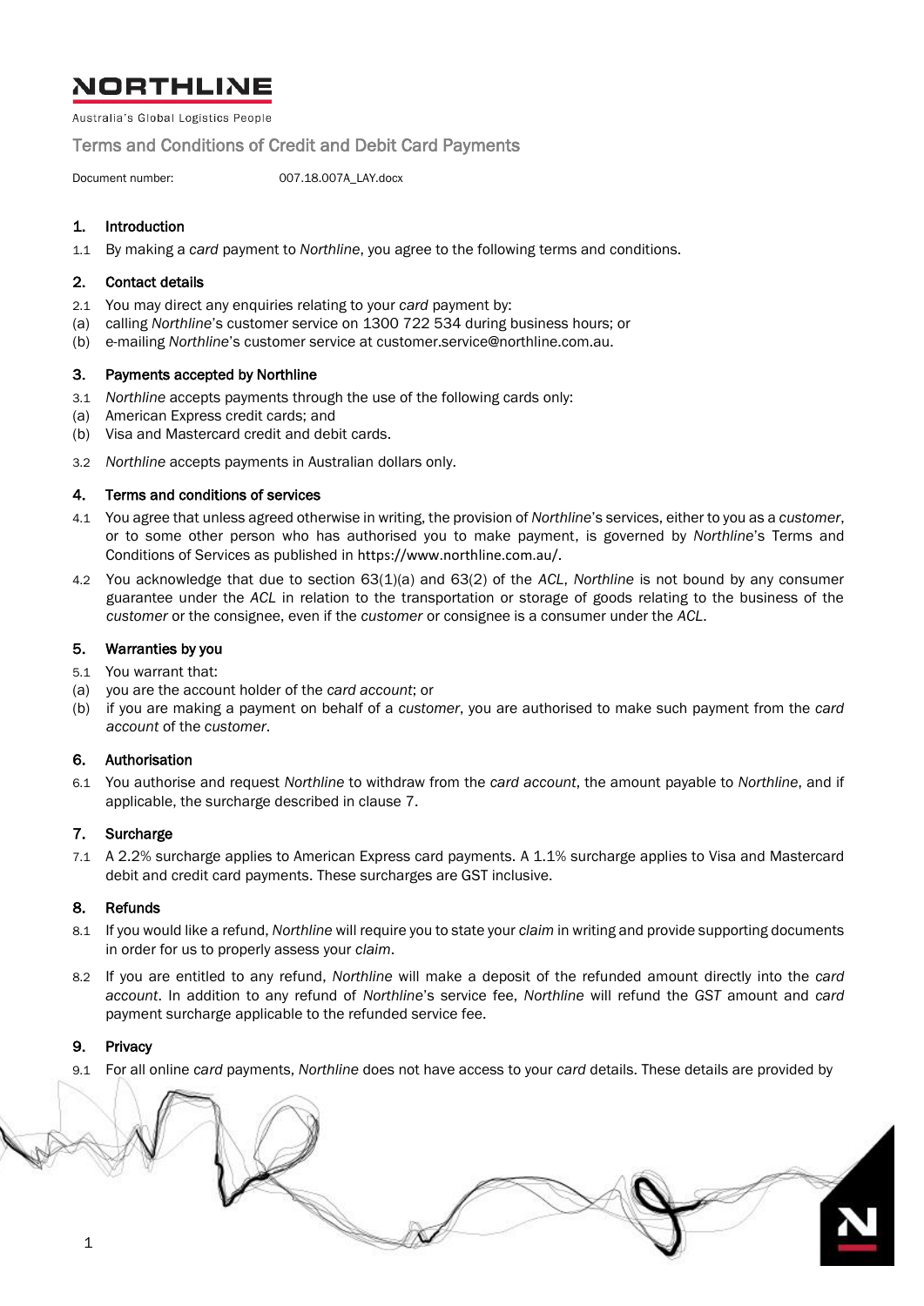# NORTHLINE

Australia's Global Logistics People

## Terms and Conditions of Credit and Debit Card Payments

Document number: 007.18.007A_LAY.docx

### 1. Introduction

1.1 By making a *card* payment to *Northline*, you agree to the following terms and conditions.

### 2. Contact details

2.1 You may direct any enquiries relating to your *card* payment by:

(a) calling *Northline*'s customer service on 1300 722 534 during business hours; or

(b) e-mailing *Northline*'s customer service at customer.service@northline.com.au.

### 3. Payments accepted by Northline

3.1 *Northline* accepts payments through the use of the following cards only:

(a) American Express credit cards; and

(b) Visa and Mastercard credit and debit cards.

3.2 *Northline* accepts payments in Australian dollars only.

### 4. Terms and conditions of services

4.1 You agree that unless agreed otherwise in writing, the provision of *Northline*'s services, either to you as a *customer*, or to some other person who has authorised you to make payment, is governed by *Northline*'s Terms and Conditions of Services as published in https://www.northline.com.au/.

4.2 You acknowledge that due to section 63(1)(a) and 63(2) of the *ACL*, *Northline* is not bound by any consumer guarantee under the *ACL* in relation to the transportation or storage of goods relating to the business of the *customer* or the consignee, even if the *customer* or consignee is a consumer under the *ACL*.

### 5. Warranties by you

5.1 You warrant that:

(a) you are the account holder of the *card account*; or

(b) if you are making a payment on behalf of a *customer*, you are authorised to make such payment from the *card account* of the *customer*.

### 6. Authorisation

6.1 You authorise and request *Northline* to withdraw from the *card account*, the amount payable to *Northline*, and if applicable, the surcharge described in clause 7.

### 7. Surcharge

7.1 A 2.2% surcharge applies to American Express card payments. A 1.1% surcharge applies to Visa and Mastercard debit and credit card payments. These surcharges are GST inclusive.

### 8. Refunds

8.1 If you would like a refund, *Northline* will require you to state your *claim* in writing and provide supporting documents in order for us to properly assess your *claim*.

8.2 If you are entitled to any refund, *Northline* will make a deposit of the refunded amount directly into the *card account*. In addition to any refund of *Northline*'s service fee, *Northline* will refund the *GST* amount and *card* payment surcharge applicable to the refunded service fee.

### 9. Privacy

9.1 For all online *card* payments, *Northline* does not have access to your *card* details. These details are provided by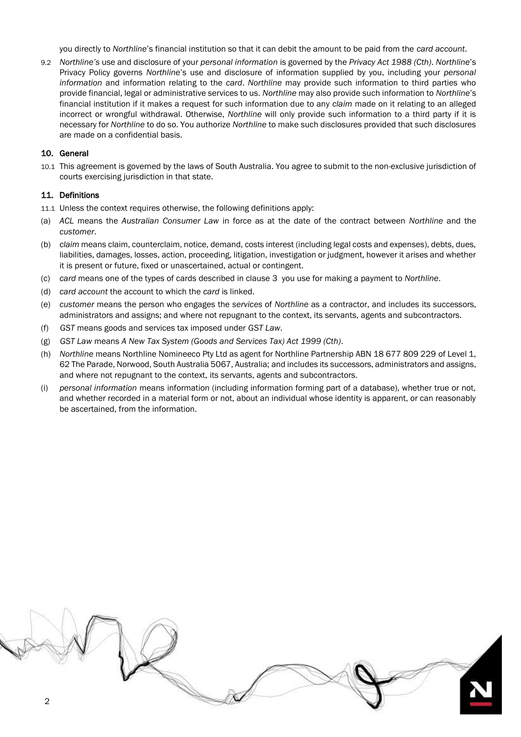you directly to *Northline*'s financial institution so that it can debit the amount to be paid from the *card account*.

9.2 *Northline's* use and disclosure of your *personal information* is governed by the *Privacy Act 1988 (Cth)*. *Northline*'s Privacy Policy governs *Northline*'s use and disclosure of information supplied by you, including your *personal information* and information relating to the *card*. *Northline* may provide such information to third parties who provide financial, legal or administrative services to us. *Northline* may also provide such information to *Northline*'s financial institution if it makes a request for such information due to any *claim* made on it relating to an alleged incorrect or wrongful withdrawal. Otherwise, *Northline* will only provide such information to a third party if it is necessary for *Northline* to do so. You authorize *Northline* to make such disclosures provided that such disclosures are made on a confidential basis.

## 10. General

10.1 This agreement is governed by the laws of South Australia. You agree to submit to the non-exclusive jurisdiction of courts exercising jurisdiction in that state.

## 11. Definitions

11.1 Unless the context requires otherwise, the following definitions apply:

(a) *ACL* means the *Australian Consumer Law* in force as at the date of the contract between *Northline* and the *customer*.

(b) *claim* means claim, counterclaim, notice, demand, costs interest (including legal costs and expenses), debts, dues, liabilities, damages, losses, action, proceeding, litigation, investigation or judgment, however it arises and whether it is present or future, fixed or unascertained, actual or contingent.

(c) *card* means one of the types of cards described in clause 3 you use for making a payment to *Northline*.

(d) *card account* the account to which the *card* is linked.

(e) *customer* means the person who engages the *services* of *Northline* as a contractor, and includes its successors, administrators and assigns; and where not repugnant to the context, its servants, agents and subcontractors.

(f) *GST* means goods and services tax imposed under *GST Law*.

(g) *GST Law* means *A New Tax System (Goods and Services Tax) Act 1999 (Cth)*.

(h) *Northline* means Northline Nomineeco Pty Ltd as agent for Northline Partnership ABN 18 677 809 229 of Level 1, 62 The Parade, Norwood, South Australia 5067, Australia; and includes its successors, administrators and assigns, and where not repugnant to the context, its servants, agents and subcontractors.

(i) *personal information* means information (including information forming part of a database), whether true or not, and whether recorded in a material form or not, about an individual whose identity is apparent, or can reasonably be ascertained, from the information.